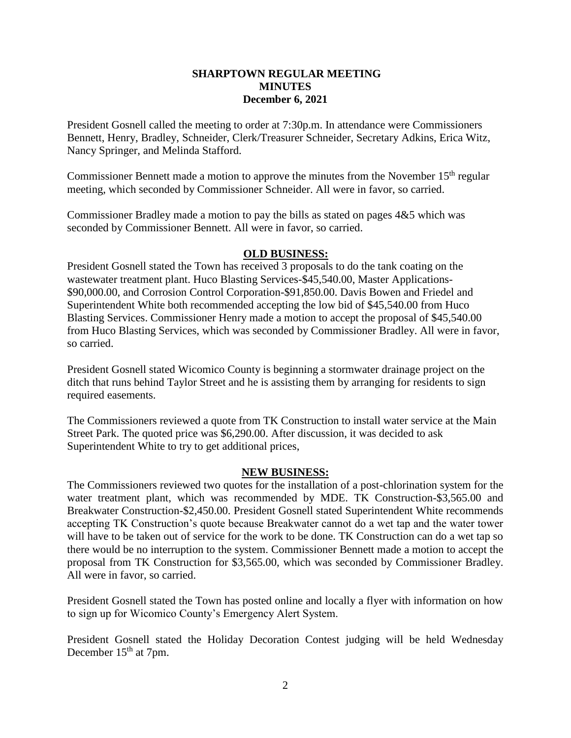**SHARPTOWN REGULAR MEETING**
**MINUTES**
**December 6, 2021**

President Gosnell called the meeting to order at 7:30p.m. In attendance were Commissioners Bennett, Henry, Bradley, Schneider, Clerk/Treasurer Schneider, Secretary Adkins, Erica Witz, Nancy Springer, and Melinda Stafford.

Commissioner Bennett made a motion to approve the minutes from the November 15th regular meeting, which seconded by Commissioner Schneider. All were in favor, so carried.

Commissioner Bradley made a motion to pay the bills as stated on pages 4&5 which was seconded by Commissioner Bennett. All were in favor, so carried.

**OLD BUSINESS:**

President Gosnell stated the Town has received 3 proposals to do the tank coating on the wastewater treatment plant. Huco Blasting Services-$45,540.00, Master Applications-$90,000.00, and Corrosion Control Corporation-$91,850.00. Davis Bowen and Friedel and Superintendent White both recommended accepting the low bid of $45,540.00 from Huco Blasting Services. Commissioner Henry made a motion to accept the proposal of $45,540.00 from Huco Blasting Services, which was seconded by Commissioner Bradley. All were in favor, so carried.

President Gosnell stated Wicomico County is beginning a stormwater drainage project on the ditch that runs behind Taylor Street and he is assisting them by arranging for residents to sign required easements.

The Commissioners reviewed a quote from TK Construction to install water service at the Main Street Park. The quoted price was $6,290.00. After discussion, it was decided to ask Superintendent White to try to get additional prices,

**NEW BUSINESS:**

The Commissioners reviewed two quotes for the installation of a post-chlorination system for the water treatment plant, which was recommended by MDE. TK Construction-$3,565.00 and Breakwater Construction-$2,450.00. President Gosnell stated Superintendent White recommends accepting TK Construction's quote because Breakwater cannot do a wet tap and the water tower will have to be taken out of service for the work to be done. TK Construction can do a wet tap so there would be no interruption to the system. Commissioner Bennett made a motion to accept the proposal from TK Construction for $3,565.00, which was seconded by Commissioner Bradley. All were in favor, so carried.

President Gosnell stated the Town has posted online and locally a flyer with information on how to sign up for Wicomico County's Emergency Alert System.

President Gosnell stated the Holiday Decoration Contest judging will be held Wednesday December 15th at 7pm.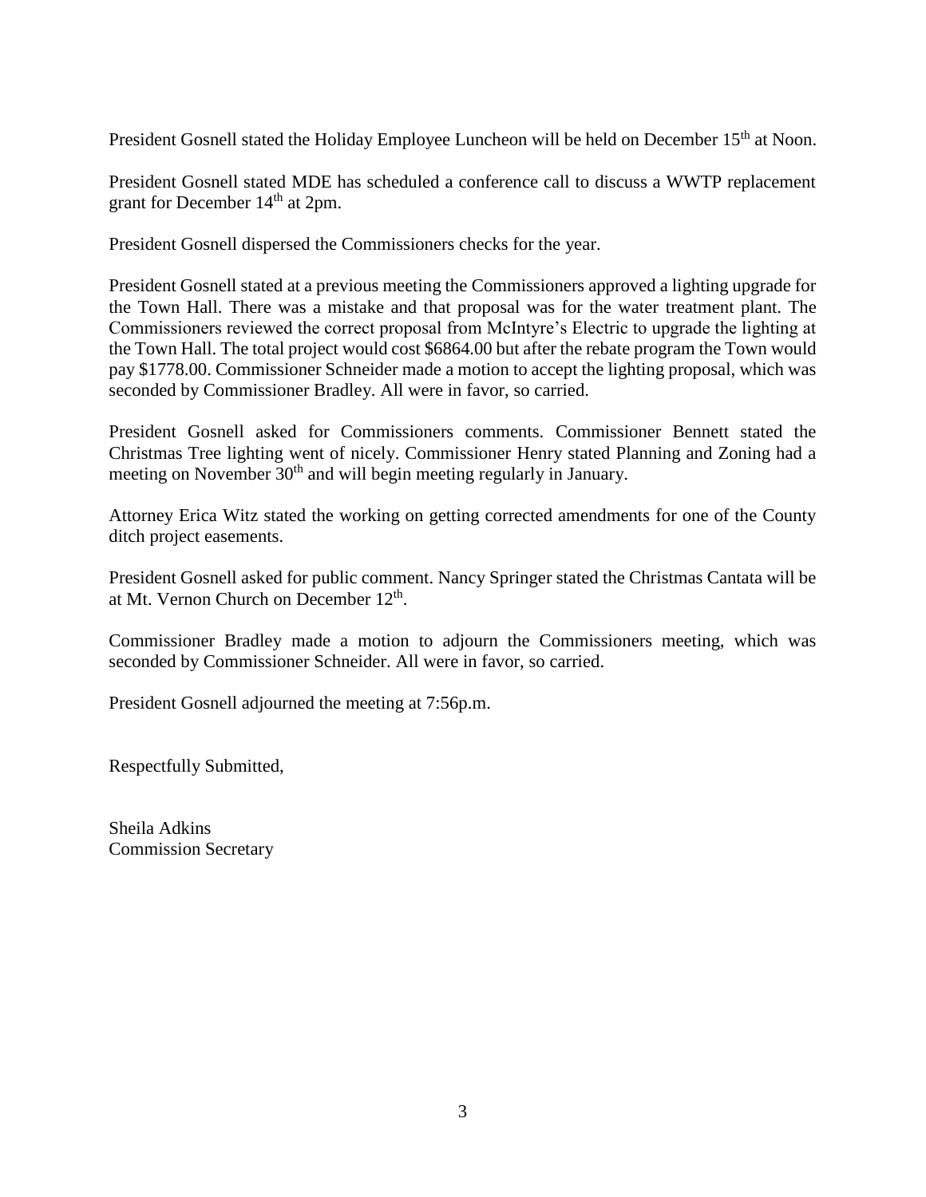President Gosnell stated the Holiday Employee Luncheon will be held on December 15th at Noon.

President Gosnell stated MDE has scheduled a conference call to discuss a WWTP replacement grant for December 14th at 2pm.

President Gosnell dispersed the Commissioners checks for the year.

President Gosnell stated at a previous meeting the Commissioners approved a lighting upgrade for the Town Hall. There was a mistake and that proposal was for the water treatment plant. The Commissioners reviewed the correct proposal from McIntyre's Electric to upgrade the lighting at the Town Hall. The total project would cost $6864.00 but after the rebate program the Town would pay $1778.00. Commissioner Schneider made a motion to accept the lighting proposal, which was seconded by Commissioner Bradley. All were in favor, so carried.

President Gosnell asked for Commissioners comments. Commissioner Bennett stated the Christmas Tree lighting went of nicely. Commissioner Henry stated Planning and Zoning had a meeting on November 30th and will begin meeting regularly in January.

Attorney Erica Witz stated the working on getting corrected amendments for one of the County ditch project easements.

President Gosnell asked for public comment. Nancy Springer stated the Christmas Cantata will be at Mt. Vernon Church on December 12th.

Commissioner Bradley made a motion to adjourn the Commissioners meeting, which was seconded by Commissioner Schneider. All were in favor, so carried.

President Gosnell adjourned the meeting at 7:56p.m.

Respectfully Submitted,

Sheila Adkins
Commission Secretary